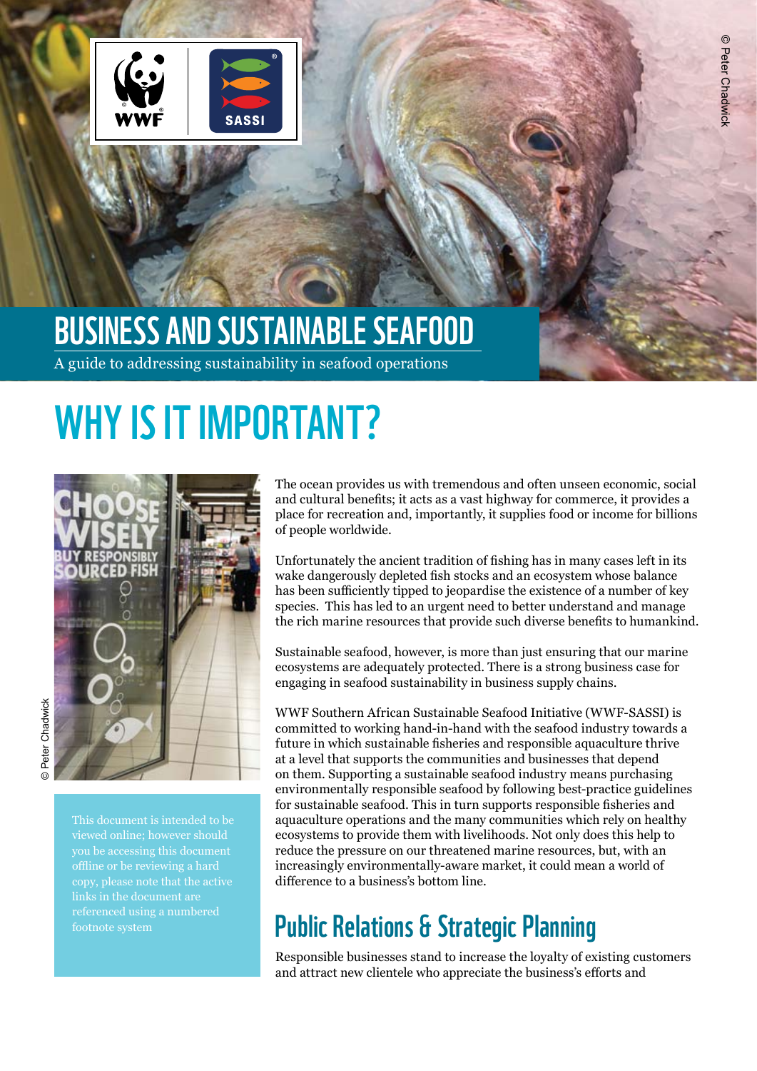# BUSINESS AND SUSTAINABLE SEAFOOD

A guide to addressing sustainability in seafood operations

## WHY IS IT IMPORTANT?

This document is intended to be viewed online; however should you be accessing this document offline or be reviewing a hard copy, please note that the active links in the document are referenced using a numbered footnote system

The ocean provides us with tremendous and often unseen economic, social and cultural benefits; it acts as a vast highway for commerce, it provides a place for recreation and, importantly, it supplies food or income for billions of people worldwide.

Unfortunately the ancient tradition of fishing has in many cases left in its wake dangerously depleted fish stocks and an ecosystem whose balance has been sufficiently tipped to jeopardise the existence of a number of key species. This has led to an urgent need to better understand and manage the rich marine resources that provide such diverse benefits to humankind.

Sustainable seafood, however, is more than just ensuring that our marine ecosystems are adequately protected. There is a strong business case for engaging in seafood sustainability in business supply chains.

WWF Southern African Sustainable Seafood Initiative (WWF-SASSI) is committed to working hand-in-hand with the seafood industry towards a future in which sustainable fisheries and responsible aquaculture thrive at a level that supports the communities and businesses that depend on them. Supporting a sustainable seafood industry means purchasing environmentally responsible seafood by following best-practice guidelines for sustainable seafood. This in turn supports responsible fisheries and aquaculture operations and the many communities which rely on healthy ecosystems to provide them with livelihoods. Not only does this help to reduce the pressure on our threatened marine resources, but, with an increasingly environmentally-aware market, it could mean a world of difference to a business's bottom line.

### Public Relations & Strategic Planning

Responsible businesses stand to increase the loyalty of existing customers and attract new clientele who appreciate the business's efforts and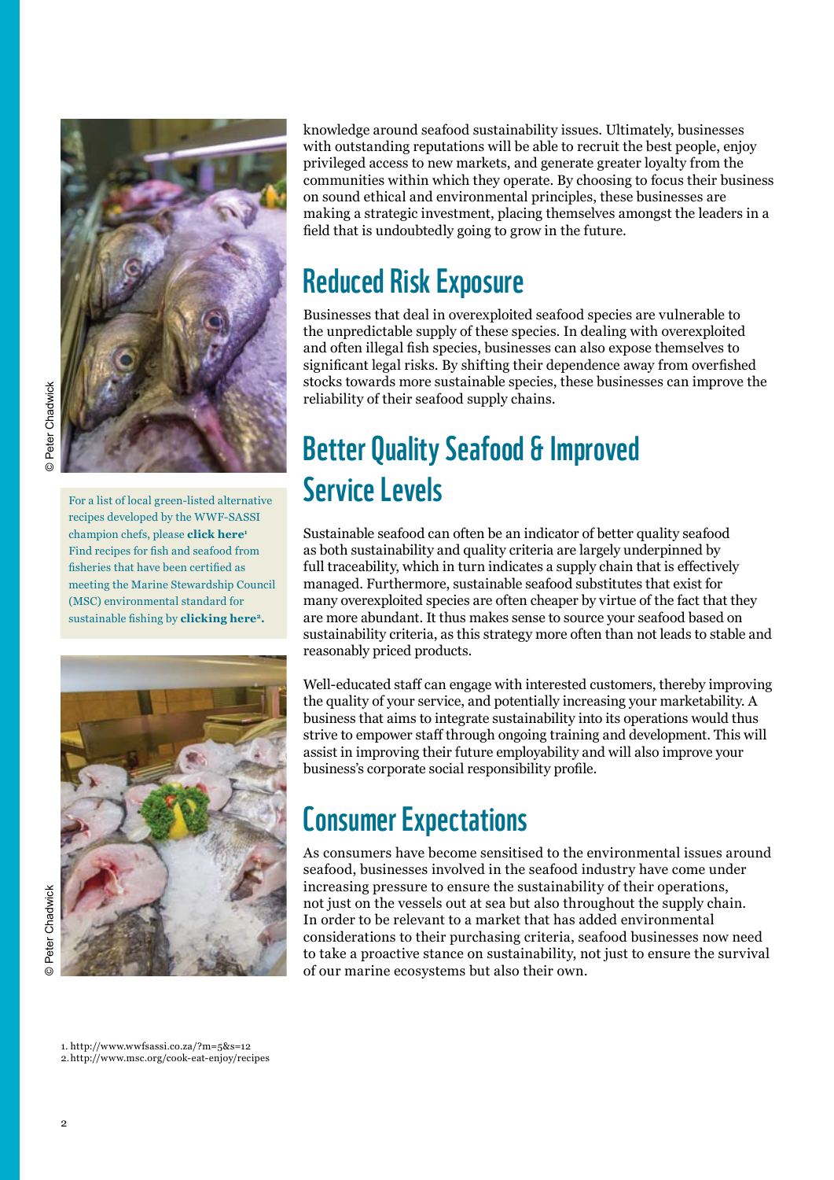knowledge around seafood sustainability issues. Ultimately, businesses with outstanding reputations will be able to recruit the best people, enjoy privileged access to new markets, and generate greater loyalty from the communities within which they operate. By choosing to focus their business on sound ethical and environmental principles, these businesses are making a strategic investment, placing themselves amongst the leaders in a field that is undoubtedly going to grow in the future.

## Reduced Risk Exposure

Businesses that deal in overexploited seafood species are vulnerable to the unpredictable supply of these species. In dealing with overexploited and often illegal fish species, businesses can also expose themselves to significant legal risks. By shifting their dependence away from overfished stocks towards more sustainable species, these businesses can improve the reliability of their seafood supply chains.

## Better Quality Seafood & Improved Service Levels

Sustainable seafood can often be an indicator of better quality seafood as both sustainability and quality criteria are largely underpinned by full traceability, which in turn indicates a supply chain that is effectively managed. Furthermore, sustainable seafood substitutes that exist for many overexploited species are often cheaper by virtue of the fact that they are more abundant. It thus makes sense to source your seafood based on sustainability criteria, as this strategy more often than not leads to stable and reasonably priced products.

Well-educated staff can engage with interested customers, thereby improving the quality of your service, and potentially increasing your marketability. A business that aims to integrate sustainability into its operations would thus strive to empower staff through ongoing training and development. This will assist in improving their future employability and will also improve your business's corporate social responsibility profile.

## Consumer Expectations

As consumers have become sensitised to the environmental issues around seafood, businesses involved in the seafood industry have come under increasing pressure to ensure the sustainability of their operations, not just on the vessels out at sea but also throughout the supply chain. In order to be relevant to a market that has added environmental considerations to their purchasing criteria, seafood businesses now need to take a proactive stance on sustainability, not just to ensure the survival of our marine ecosystems but also their own.

© Peter Chadwick

For a list of local green-listed alternative recipes developed by the WWF-SASSI champion chefs, please **click here**[1] Find recipes for fish and seafood from fisheries that have been certified as meeting the Marine Stewardship Council (MSC) environmental standard for sustainable fishing by **clicking here**[2].

© Peter Chadwick

1. http://www.wwfsassi.co.za/?m=5&s=12
2. http://www.msc.org/cook-eat-enjoy/recipes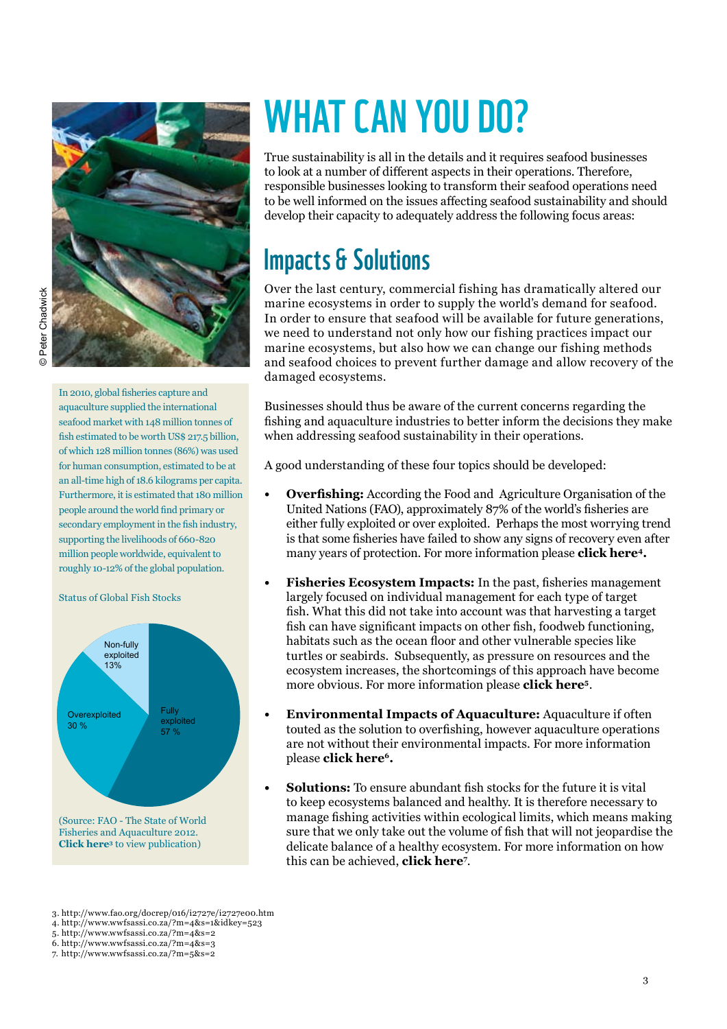© Peter Chadwick

In 2010, global fisheries capture and aquaculture supplied the international seafood market with 148 million tonnes of fish estimated to be worth US$ 217.5 billion, of which 128 million tonnes (86%) was used for human consumption, estimated to be at an all-time high of 18.6 kilograms per capita. Furthermore, it is estimated that 180 million people around the world find primary or secondary employment in the fish industry, supporting the livelihoods of 660-820 million people worldwide, equivalent to roughly 10-12% of the global population.

Status of Global Fish Stocks

| Status | Share |
| --- | --- |
| Fully exploited | 57 % |
| Overexploited | 30 % |
| Non-fully exploited | 13% |

(Source: FAO - The State of World Fisheries and Aquaculture 2012. **Click here**[3] to view publication)

# WHAT CAN YOU DO?

True sustainability is all in the details and it requires seafood businesses to look at a number of different aspects in their operations. Therefore, responsible businesses looking to transform their seafood operations need to be well informed on the issues affecting seafood sustainability and should develop their capacity to adequately address the following focus areas:

## Impacts & Solutions

Over the last century, commercial fishing has dramatically altered our marine ecosystems in order to supply the world's demand for seafood. In order to ensure that seafood will be available for future generations, we need to understand not only how our fishing practices impact our marine ecosystems, but also how we can change our fishing methods and seafood choices to prevent further damage and allow recovery of the damaged ecosystems.

Businesses should thus be aware of the current concerns regarding the fishing and aquaculture industries to better inform the decisions they make when addressing seafood sustainability in their operations.

A good understanding of these four topics should be developed:

- **Overfishing:** According the Food and Agriculture Organisation of the United Nations (FAO), approximately 87% of the world's fisheries are either fully exploited or over exploited. Perhaps the most worrying trend is that some fisheries have failed to show any signs of recovery even after many years of protection. For more information please **click here**[4]**.**

- **Fisheries Ecosystem Impacts:** In the past, fisheries management largely focused on individual management for each type of target fish. What this did not take into account was that harvesting a target fish can have significant impacts on other fish, foodweb functioning, habitats such as the ocean floor and other vulnerable species like turtles or seabirds. Subsequently, as pressure on resources and the ecosystem increases, the shortcomings of this approach have become more obvious. For more information please **click here**[5].

- **Environmental Impacts of Aquaculture:** Aquaculture if often touted as the solution to overfishing, however aquaculture operations are not without their environmental impacts. For more information please **click here**[6]**.**

- **Solutions:** To ensure abundant fish stocks for the future it is vital to keep ecosystems balanced and healthy. It is therefore necessary to manage fishing activities within ecological limits, which means making sure that we only take out the volume of fish that will not jeopardise the delicate balance of a healthy ecosystem. For more information on how this can be achieved, **click here**[7].

3. http://www.fao.org/docrep/016/i2727e/i2727e00.htm
4. http://www.wwfsassi.co.za/?m=4&s=1&idkey=523
5. http://www.wwfsassi.co.za/?m=4&s=2
6. http://www.wwfsassi.co.za/?m=4&s=3
7. http://www.wwfsassi.co.za/?m=5&s=2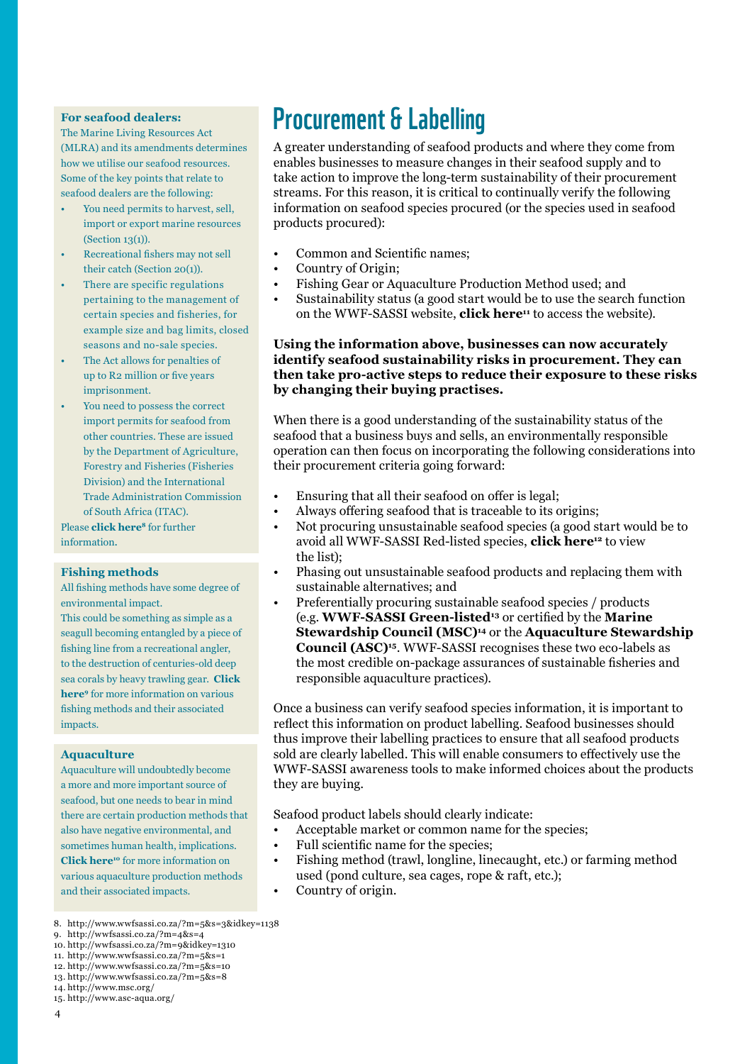# Procurement & Labelling

A greater understanding of seafood products and where they come from enables businesses to measure changes in their seafood supply and to take action to improve the long-term sustainability of their procurement streams. For this reason, it is critical to continually verify the following information on seafood species procured (or the species used in seafood products procured):

- Common and Scientific names;
- Country of Origin;
- Fishing Gear or Aquaculture Production Method used; and
- Sustainability status (a good start would be to use the search function on the WWF-SASSI website, **click here**[11] to access the website).

**Using the information above, businesses can now accurately identify seafood sustainability risks in procurement. They can then take pro-active steps to reduce their exposure to these risks by changing their buying practises.**

When there is a good understanding of the sustainability status of the seafood that a business buys and sells, an environmentally responsible operation can then focus on incorporating the following considerations into their procurement criteria going forward:

- Ensuring that all their seafood on offer is legal;
- Always offering seafood that is traceable to its origins;
- Not procuring unsustainable seafood species (a good start would be to avoid all WWF-SASSI Red-listed species, **click here**[12] to view the list);
- Phasing out unsustainable seafood products and replacing them with sustainable alternatives; and
- Preferentially procuring sustainable seafood species / products (e.g. **WWF-SASSI Green-listed**[13] or certified by the **Marine Stewardship Council (MSC)**[14] or the **Aquaculture Stewardship Council (ASC)**[15]. WWF-SASSI recognises these two eco-labels as the most credible on-package assurances of sustainable fisheries and responsible aquaculture practices).

Once a business can verify seafood species information, it is important to reflect this information on product labelling. Seafood businesses should thus improve their labelling practices to ensure that all seafood products sold are clearly labelled. This will enable consumers to effectively use the WWF-SASSI awareness tools to make informed choices about the products they are buying.

Seafood product labels should clearly indicate:

- Acceptable market or common name for the species;
- Full scientific name for the species;
- Fishing method (trawl, longline, linecaught, etc.) or farming method used (pond culture, sea cages, rope & raft, etc.);
- Country of origin.

### For seafood dealers:

The Marine Living Resources Act (MLRA) and its amendments determines how we utilise our seafood resources. Some of the key points that relate to seafood dealers are the following:

- You need permits to harvest, sell, import or export marine resources (Section 13(1)).
- Recreational fishers may not sell their catch (Section 20(1)).
- There are specific regulations pertaining to the management of certain species and fisheries, for example size and bag limits, closed seasons and no-sale species.
- The Act allows for penalties of up to R2 million or five years imprisonment.
- You need to possess the correct import permits for seafood from other countries. These are issued by the Department of Agriculture, Forestry and Fisheries (Fisheries Division) and the International Trade Administration Commission of South Africa (ITAC).

Please **click here**[8] for further information.

### Fishing methods

All fishing methods have some degree of environmental impact.

This could be something as simple as a seagull becoming entangled by a piece of fishing line from a recreational angler, to the destruction of centuries-old deep sea corals by heavy trawling gear. **Click here**[9] for more information on various fishing methods and their associated impacts.

### Aquaculture

Aquaculture will undoubtedly become a more and more important source of seafood, but one needs to bear in mind there are certain production methods that also have negative environmental, and sometimes human health, implications. **Click here**[10] for more information on various aquaculture production methods and their associated impacts.

8. http://www.wwfsassi.co.za/?m=5&s=3&idkey=1138
9. http://wwfsassi.co.za/?m=4&s=4
10. http://wwfsassi.co.za/?m=9&idkey=1310
11. http://www.wwfsassi.co.za/?m=5&s=1
12. http://www.wwfsassi.co.za/?m=5&s=10
13. http://www.wwfsassi.co.za/?m=5&s=8
14. http://www.msc.org/
15. http://www.asc-aqua.org/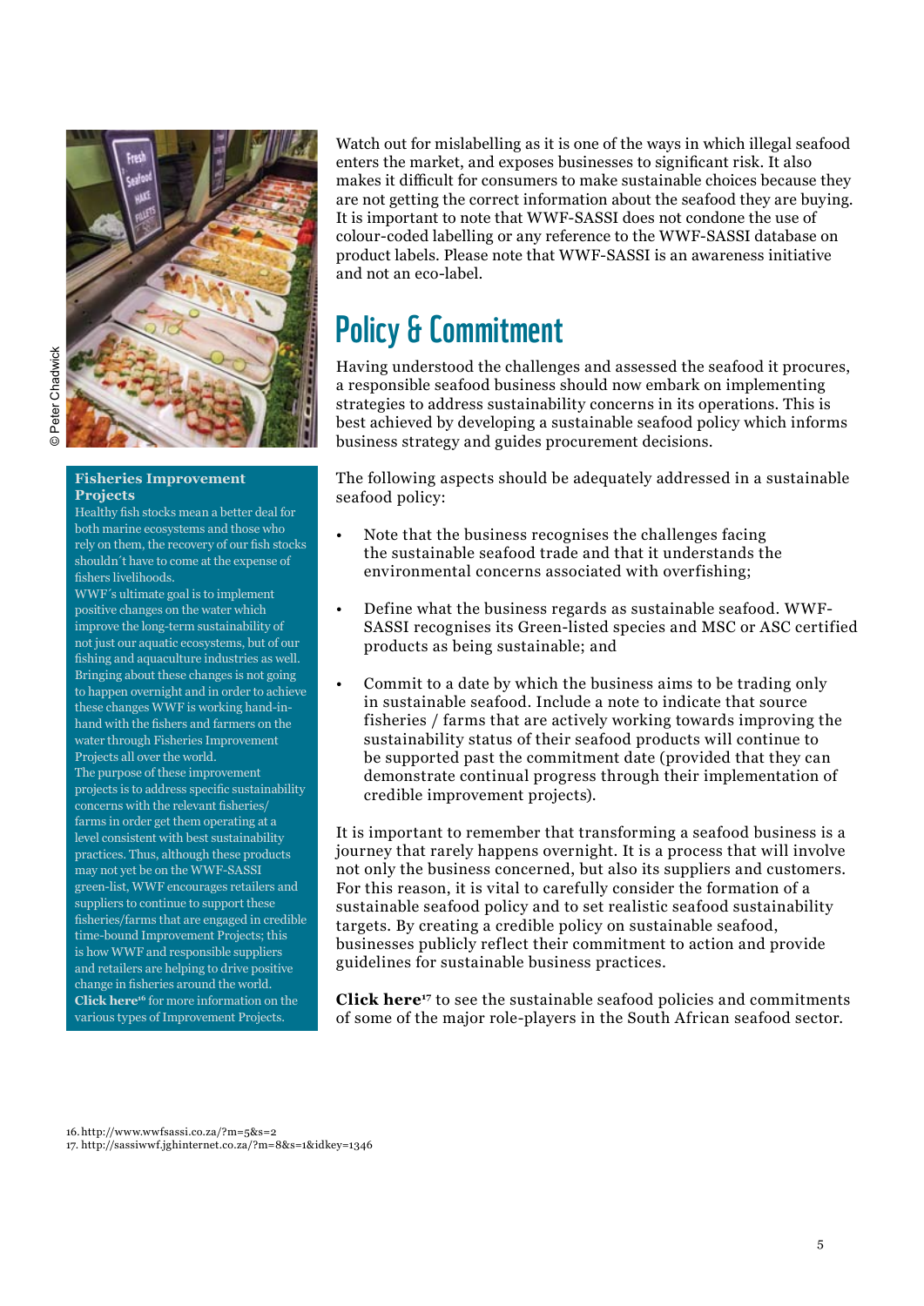Watch out for mislabelling as it is one of the ways in which illegal seafood enters the market, and exposes businesses to significant risk. It also makes it difficult for consumers to make sustainable choices because they are not getting the correct information about the seafood they are buying. It is important to note that WWF-SASSI does not condone the use of colour-coded labelling or any reference to the WWF-SASSI database on product labels. Please note that WWF-SASSI is an awareness initiative and not an eco-label.

## Policy & Commitment

Having understood the challenges and assessed the seafood it procures, a responsible seafood business should now embark on implementing strategies to address sustainability concerns in its operations. This is best achieved by developing a sustainable seafood policy which informs business strategy and guides procurement decisions.

The following aspects should be adequately addressed in a sustainable seafood policy:

- Note that the business recognises the challenges facing the sustainable seafood trade and that it understands the environmental concerns associated with overfishing;
- Define what the business regards as sustainable seafood. WWF-SASSI recognises its Green-listed species and MSC or ASC certified products as being sustainable; and
- Commit to a date by which the business aims to be trading only in sustainable seafood. Include a note to indicate that source fisheries / farms that are actively working towards improving the sustainability status of their seafood products will continue to be supported past the commitment date (provided that they can demonstrate continual progress through their implementation of credible improvement projects).

It is important to remember that transforming a seafood business is a journey that rarely happens overnight. It is a process that will involve not only the business concerned, but also its suppliers and customers. For this reason, it is vital to carefully consider the formation of a sustainable seafood policy and to set realistic seafood sustainability targets. By creating a credible policy on sustainable seafood, businesses publicly reflect their commitment to action and provide guidelines for sustainable business practices.

**Click here**[17] to see the sustainable seafood policies and commitments of some of the major role-players in the South African seafood sector.

© Peter Chadwick

### Fisheries Improvement Projects

Healthy fish stocks mean a better deal for both marine ecosystems and those who rely on them, the recovery of our fish stocks shouldn´t have to come at the expense of fishers livelihoods.

WWF´s ultimate goal is to implement positive changes on the water which improve the long-term sustainability of not just our aquatic ecosystems, but of our fishing and aquaculture industries as well. Bringing about these changes is not going to happen overnight and in order to achieve these changes WWF is working hand-in-hand with the fishers and farmers on the water through Fisheries Improvement Projects all over the world.

The purpose of these improvement projects is to address specific sustainability concerns with the relevant fisheries/ farms in order get them operating at a level consistent with best sustainability practices. Thus, although these products may not yet be on the WWF-SASSI green-list, WWF encourages retailers and suppliers to continue to support these fisheries/farms that are engaged in credible time-bound Improvement Projects; this is how WWF and responsible suppliers and retailers are helping to drive positive change in fisheries around the world. **Click here**[16] for more information on the various types of Improvement Projects.

16. http://www.wwfsassi.co.za/?m=5&s=2
17. http://sassiwwf.jghinternet.co.za/?m=8&s=1&idkey=1346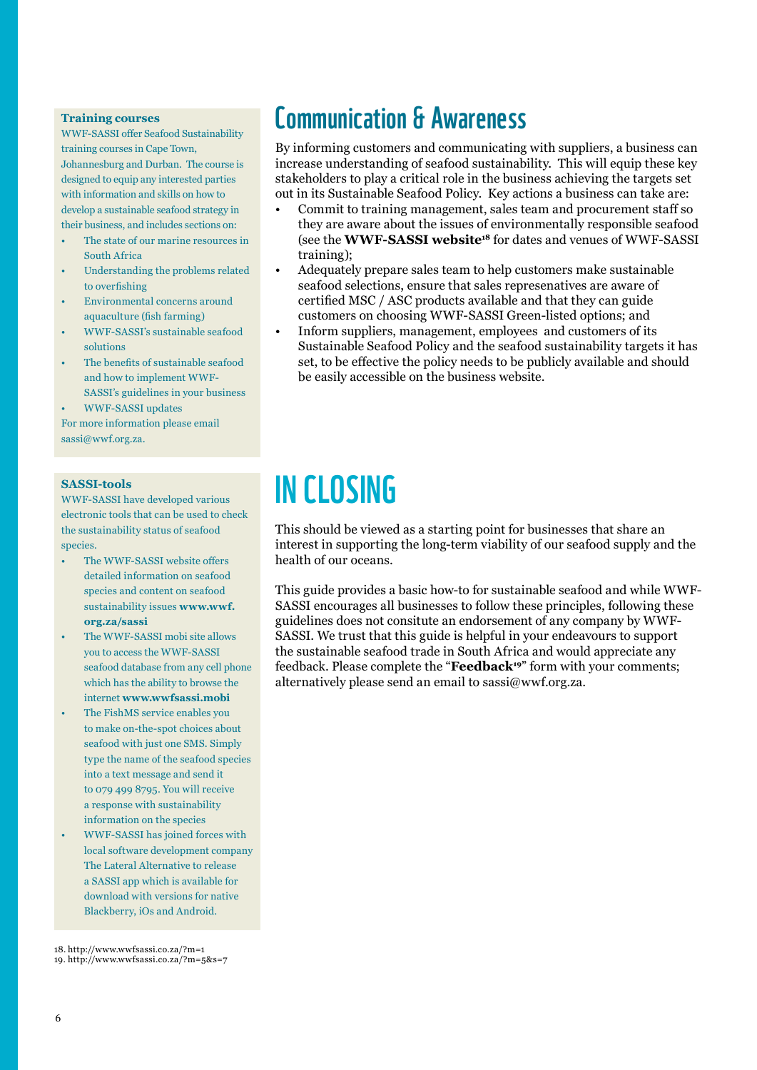## Communication & Awareness

By informing customers and communicating with suppliers, a business can increase understanding of seafood sustainability. This will equip these key stakeholders to play a critical role in the business achieving the targets set out in its Sustainable Seafood Policy. Key actions a business can take are:

- Commit to training management, sales team and procurement staff so they are aware about the issues of environmentally responsible seafood (see the **WWF-SASSI website**[18] for dates and venues of WWF-SASSI training);
- Adequately prepare sales team to help customers make sustainable seafood selections, ensure that sales represenatives are aware of certified MSC / ASC products available and that they can guide customers on choosing WWF-SASSI Green-listed options; and
- Inform suppliers, management, employees and customers of its Sustainable Seafood Policy and the seafood sustainability targets it has set, to be effective the policy needs to be publicly available and should be easily accessible on the business website.

**Training courses**

WWF-SASSI offer Seafood Sustainability training courses in Cape Town, Johannesburg and Durban. The course is designed to equip any interested parties with information and skills on how to develop a sustainable seafood strategy in their business, and includes sections on:

- The state of our marine resources in South Africa
- Understanding the problems related to overfishing
- Environmental concerns around aquaculture (fish farming)
- WWF-SASSI's sustainable seafood solutions
- The benefits of sustainable seafood and how to implement WWF-SASSI's guidelines in your business
- WWF-SASSI updates

For more information please email sassi@wwf.org.za.

## IN CLOSING

This should be viewed as a starting point for businesses that share an interest in supporting the long-term viability of our seafood supply and the health of our oceans.

This guide provides a basic how-to for sustainable seafood and while WWF-SASSI encourages all businesses to follow these principles, following these guidelines does not consitute an endorsement of any company by WWF-SASSI. We trust that this guide is helpful in your endeavours to support the sustainable seafood trade in South Africa and would appreciate any feedback. Please complete the "**Feedback**[19]" form with your comments; alternatively please send an email to sassi@wwf.org.za.

**SASSI-tools**

WWF-SASSI have developed various electronic tools that can be used to check the sustainability status of seafood species.

- The WWF-SASSI website offers detailed information on seafood species and content on seafood sustainability issues **www.wwf.org.za/sassi**
- The WWF-SASSI mobi site allows you to access the WWF-SASSI seafood database from any cell phone which has the ability to browse the internet **www.wwfsassi.mobi**
- The FishMS service enables you to make on-the-spot choices about seafood with just one SMS. Simply type the name of the seafood species into a text message and send it to 079 499 8795. You will receive a response with sustainability information on the species
- WWF-SASSI has joined forces with local software development company The Lateral Alternative to release a SASSI app which is available for download with versions for native Blackberry, iOs and Android.

18. http://www.wwfsassi.co.za/?m=1
19. http://www.wwfsassi.co.za/?m=5&s=7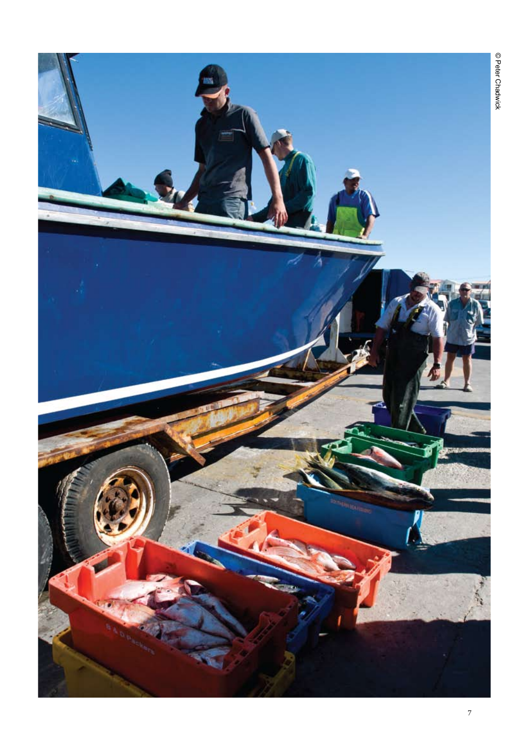© Peter Chadwick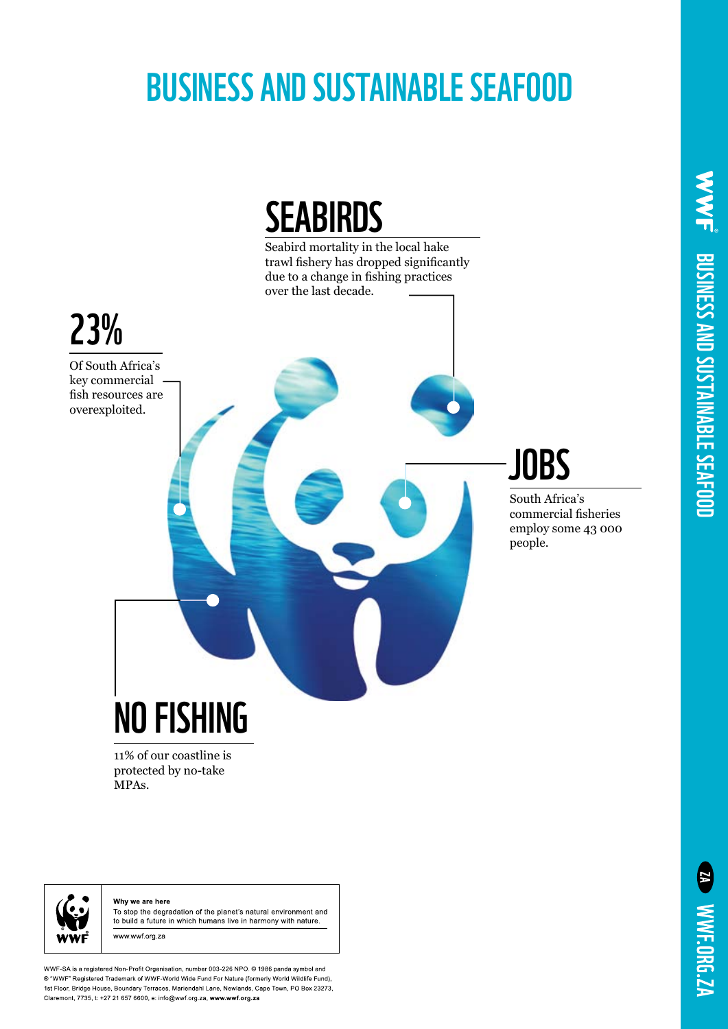# BUSINESS AND SUSTAINABLE SEAFOOD

## SEABIRDS

Seabird mortality in the local hake trawl fishery has dropped significantly due to a change in fishing practices over the last decade.

## 23%

Of South Africa's key commercial fish resources are overexploited.

## JOBS

South Africa's commercial fisheries employ some 43 000 people.

## NO FISHING

11% of our coastline is protected by no-take MPAs.

**Why we are here**

To stop the degradation of the planet's natural environment and to build a future in which humans live in harmony with nature.

www.wwf.org.za

WWF-SA is a registered Non-Profit Organisation, number 003-226 NPO. © 1986 panda symbol and ® "WWF" Registered Trademark of WWF-World Wide Fund For Nature (formerly World Wildlife Fund), 1st Floor, Bridge House, Boundary Terraces, Mariendahl Lane, Newlands, Cape Town, PO Box 23273, Claremont, 7735, t: +27 21 657 6600, e: info@wwf.org.za, **www.wwf.org.za**